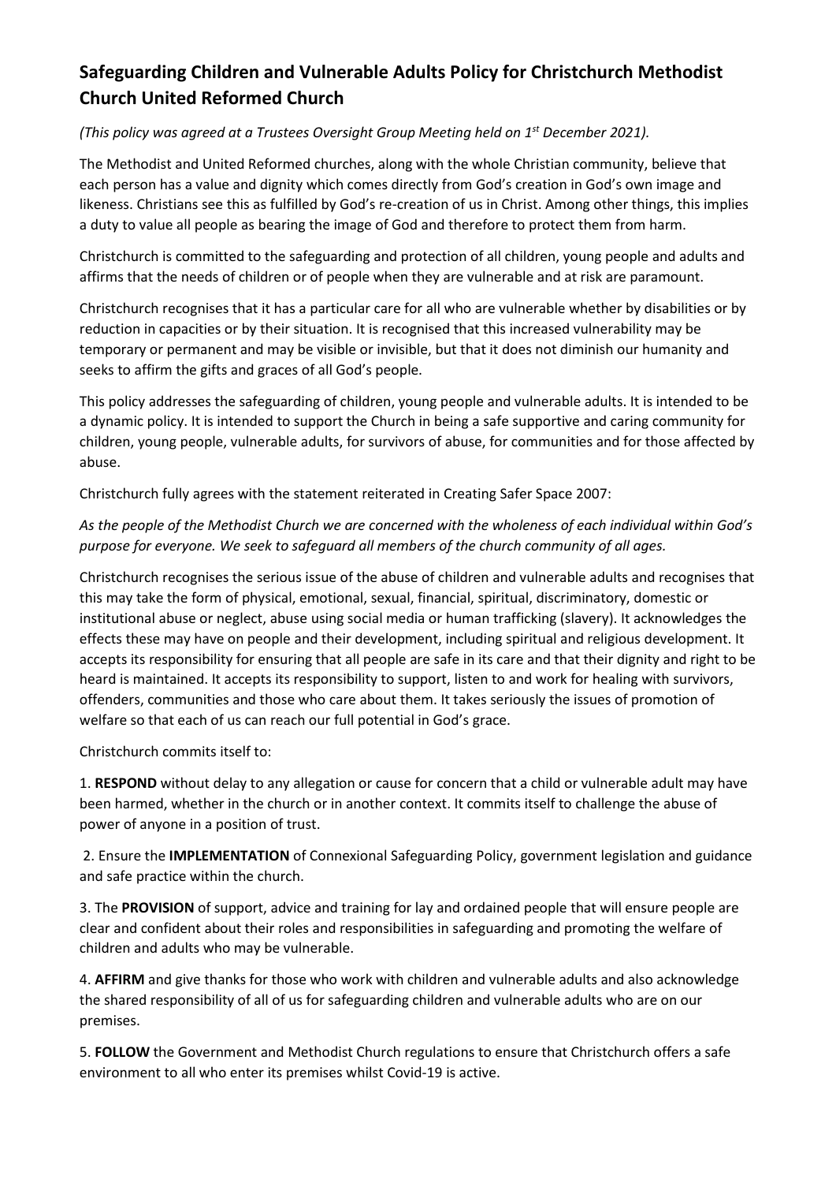## Safeguarding Children and Vulnerable Adults Policy for Christchurch Methodist Church United Reformed Church

*(This policy was agreed at a Trustees Oversight Group Meeting held on 1st December 2021).*

The Methodist and United Reformed churches, along with the whole Christian community, believe that each person has a value and dignity which comes directly from God's creation in God's own image and likeness. Christians see this as fulfilled by God's re-creation of us in Christ. Among other things, this implies a duty to value all people as bearing the image of God and therefore to protect them from harm.

Christchurch is committed to the safeguarding and protection of all children, young people and adults and affirms that the needs of children or of people when they are vulnerable and at risk are paramount.

Christchurch recognises that it has a particular care for all who are vulnerable whether by disabilities or by reduction in capacities or by their situation. It is recognised that this increased vulnerability may be temporary or permanent and may be visible or invisible, but that it does not diminish our humanity and seeks to affirm the gifts and graces of all God's people.

This policy addresses the safeguarding of children, young people and vulnerable adults. It is intended to be a dynamic policy. It is intended to support the Church in being a safe supportive and caring community for children, young people, vulnerable adults, for survivors of abuse, for communities and for those affected by abuse.

Christchurch fully agrees with the statement reiterated in Creating Safer Space 2007:

*As the people of the Methodist Church we are concerned with the wholeness of each individual within God's purpose for everyone. We seek to safeguard all members of the church community of all ages.*

Christchurch recognises the serious issue of the abuse of children and vulnerable adults and recognises that this may take the form of physical, emotional, sexual, financial, spiritual, discriminatory, domestic or institutional abuse or neglect, abuse using social media or human trafficking (slavery). It acknowledges the effects these may have on people and their development, including spiritual and religious development. It accepts its responsibility for ensuring that all people are safe in its care and that their dignity and right to be heard is maintained. It accepts its responsibility to support, listen to and work for healing with survivors, offenders, communities and those who care about them. It takes seriously the issues of promotion of welfare so that each of us can reach our full potential in God's grace.

Christchurch commits itself to:

1. **RESPOND** without delay to any allegation or cause for concern that a child or vulnerable adult may have been harmed, whether in the church or in another context. It commits itself to challenge the abuse of power of anyone in a position of trust.

2. Ensure the **IMPLEMENTATION** of Connexional Safeguarding Policy, government legislation and guidance and safe practice within the church.

3. The **PROVISION** of support, advice and training for lay and ordained people that will ensure people are clear and confident about their roles and responsibilities in safeguarding and promoting the welfare of children and adults who may be vulnerable.

4. **AFFIRM** and give thanks for those who work with children and vulnerable adults and also acknowledge the shared responsibility of all of us for safeguarding children and vulnerable adults who are on our premises.

5. **FOLLOW** the Government and Methodist Church regulations to ensure that Christchurch offers a safe environment to all who enter its premises whilst Covid-19 is active.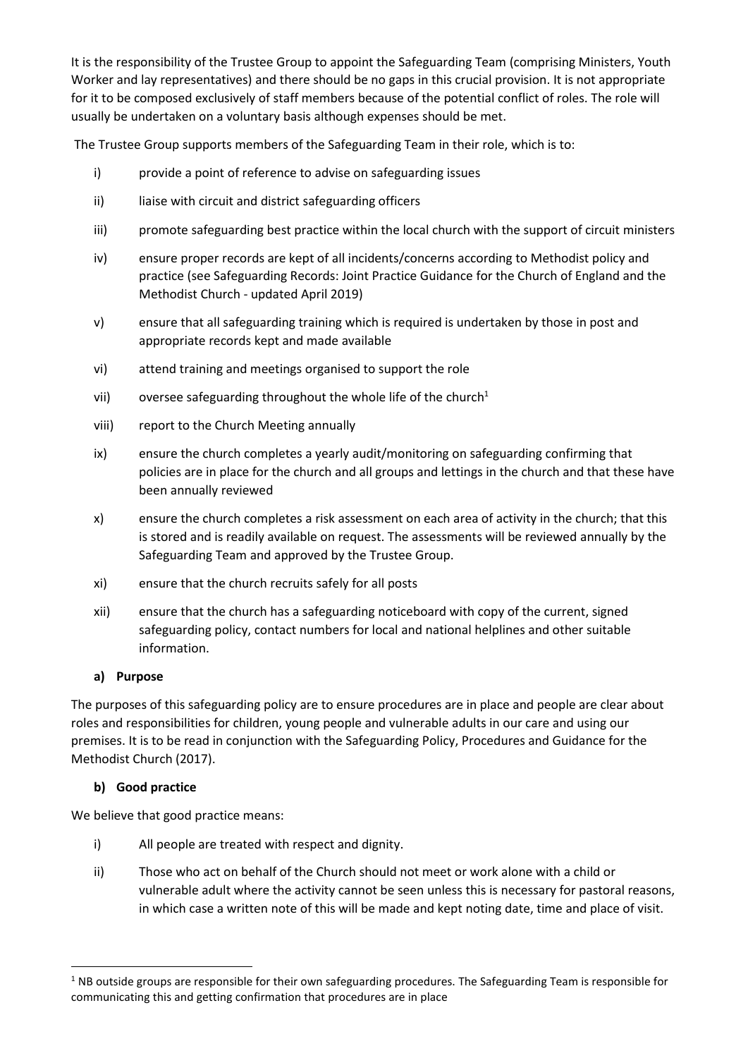It is the responsibility of the Trustee Group to appoint the Safeguarding Team (comprising Ministers, Youth Worker and lay representatives) and there should be no gaps in this crucial provision. It is not appropriate for it to be composed exclusively of staff members because of the potential conflict of roles. The role will usually be undertaken on a voluntary basis although expenses should be met.

The Trustee Group supports members of the Safeguarding Team in their role, which is to:

i) provide a point of reference to advise on safeguarding issues

ii) liaise with circuit and district safeguarding officers

iii) promote safeguarding best practice within the local church with the support of circuit ministers

iv) ensure proper records are kept of all incidents/concerns according to Methodist policy and practice (see Safeguarding Records: Joint Practice Guidance for the Church of England and the Methodist Church - updated April 2019)

v) ensure that all safeguarding training which is required is undertaken by those in post and appropriate records kept and made available

vi) attend training and meetings organised to support the role

vii) oversee safeguarding throughout the whole life of the church[1]

viii) report to the Church Meeting annually

ix) ensure the church completes a yearly audit/monitoring on safeguarding confirming that policies are in place for the church and all groups and lettings in the church and that these have been annually reviewed

x) ensure the church completes a risk assessment on each area of activity in the church; that this is stored and is readily available on request. The assessments will be reviewed annually by the Safeguarding Team and approved by the Trustee Group.

xi) ensure that the church recruits safely for all posts

xii) ensure that the church has a safeguarding noticeboard with copy of the current, signed safeguarding policy, contact numbers for local and national helplines and other suitable information.

**a) Purpose**

The purposes of this safeguarding policy are to ensure procedures are in place and people are clear about roles and responsibilities for children, young people and vulnerable adults in our care and using our premises. It is to be read in conjunction with the Safeguarding Policy, Procedures and Guidance for the Methodist Church (2017).

**b) Good practice**

We believe that good practice means:

i) All people are treated with respect and dignity.

ii) Those who act on behalf of the Church should not meet or work alone with a child or vulnerable adult where the activity cannot be seen unless this is necessary for pastoral reasons, in which case a written note of this will be made and kept noting date, time and place of visit.

[1] NB outside groups are responsible for their own safeguarding procedures. The Safeguarding Team is responsible for communicating this and getting confirmation that procedures are in place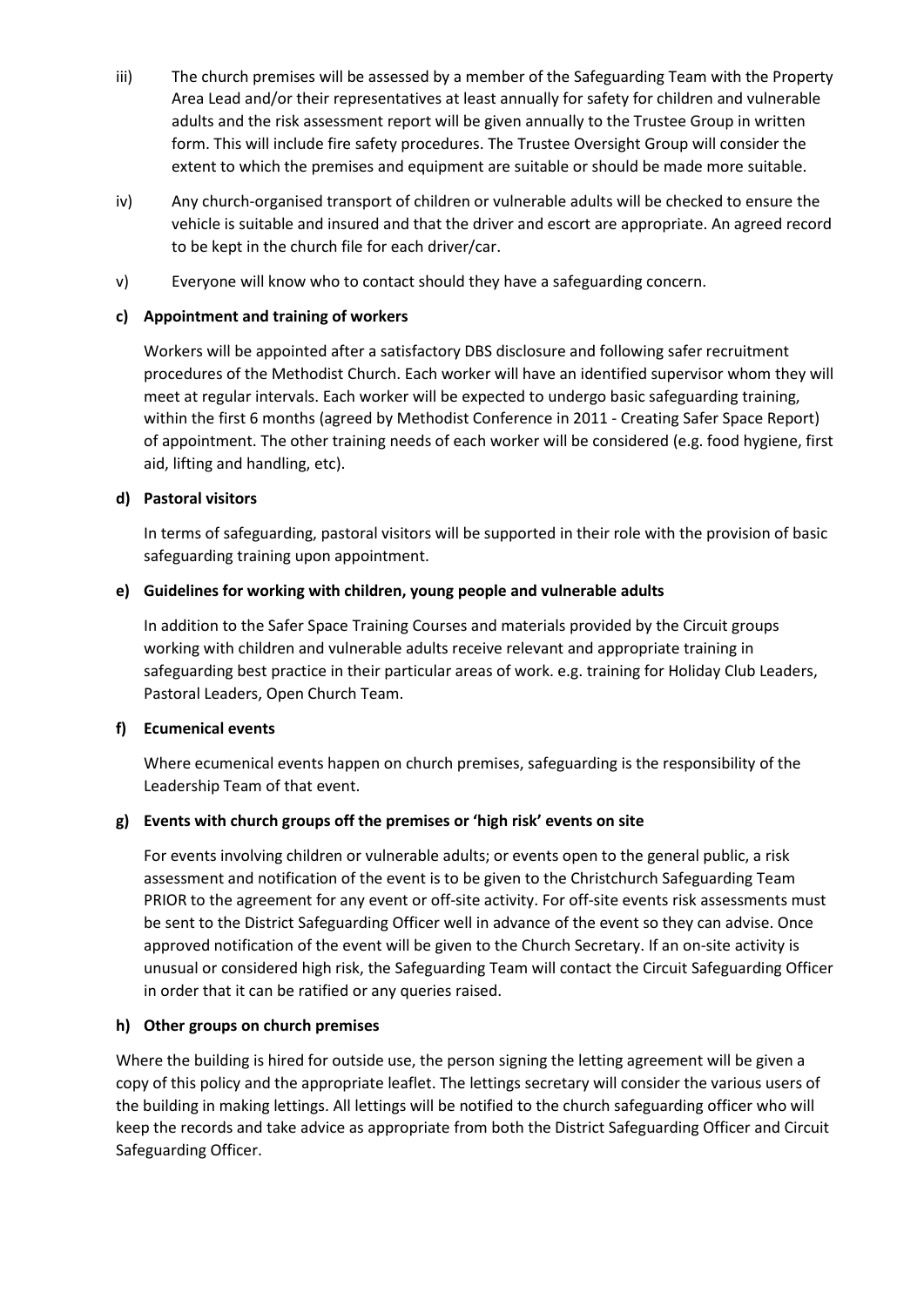iii) The church premises will be assessed by a member of the Safeguarding Team with the Property Area Lead and/or their representatives at least annually for safety for children and vulnerable adults and the risk assessment report will be given annually to the Trustee Group in written form. This will include fire safety procedures. The Trustee Oversight Group will consider the extent to which the premises and equipment are suitable or should be made more suitable.

iv) Any church-organised transport of children or vulnerable adults will be checked to ensure the vehicle is suitable and insured and that the driver and escort are appropriate. An agreed record to be kept in the church file for each driver/car.

v) Everyone will know who to contact should they have a safeguarding concern.

**c) Appointment and training of workers**

Workers will be appointed after a satisfactory DBS disclosure and following safer recruitment procedures of the Methodist Church. Each worker will have an identified supervisor whom they will meet at regular intervals. Each worker will be expected to undergo basic safeguarding training, within the first 6 months (agreed by Methodist Conference in 2011 - Creating Safer Space Report) of appointment. The other training needs of each worker will be considered (e.g. food hygiene, first aid, lifting and handling, etc).

**d) Pastoral visitors**

In terms of safeguarding, pastoral visitors will be supported in their role with the provision of basic safeguarding training upon appointment.

**e) Guidelines for working with children, young people and vulnerable adults**

In addition to the Safer Space Training Courses and materials provided by the Circuit groups working with children and vulnerable adults receive relevant and appropriate training in safeguarding best practice in their particular areas of work. e.g. training for Holiday Club Leaders, Pastoral Leaders, Open Church Team.

**f) Ecumenical events**

Where ecumenical events happen on church premises, safeguarding is the responsibility of the Leadership Team of that event.

**g) Events with church groups off the premises or 'high risk' events on site**

For events involving children or vulnerable adults; or events open to the general public, a risk assessment and notification of the event is to be given to the Christchurch Safeguarding Team PRIOR to the agreement for any event or off-site activity. For off-site events risk assessments must be sent to the District Safeguarding Officer well in advance of the event so they can advise. Once approved notification of the event will be given to the Church Secretary. If an on-site activity is unusual or considered high risk, the Safeguarding Team will contact the Circuit Safeguarding Officer in order that it can be ratified or any queries raised.

**h) Other groups on church premises**

Where the building is hired for outside use, the person signing the letting agreement will be given a copy of this policy and the appropriate leaflet. The lettings secretary will consider the various users of the building in making lettings. All lettings will be notified to the church safeguarding officer who will keep the records and take advice as appropriate from both the District Safeguarding Officer and Circuit Safeguarding Officer.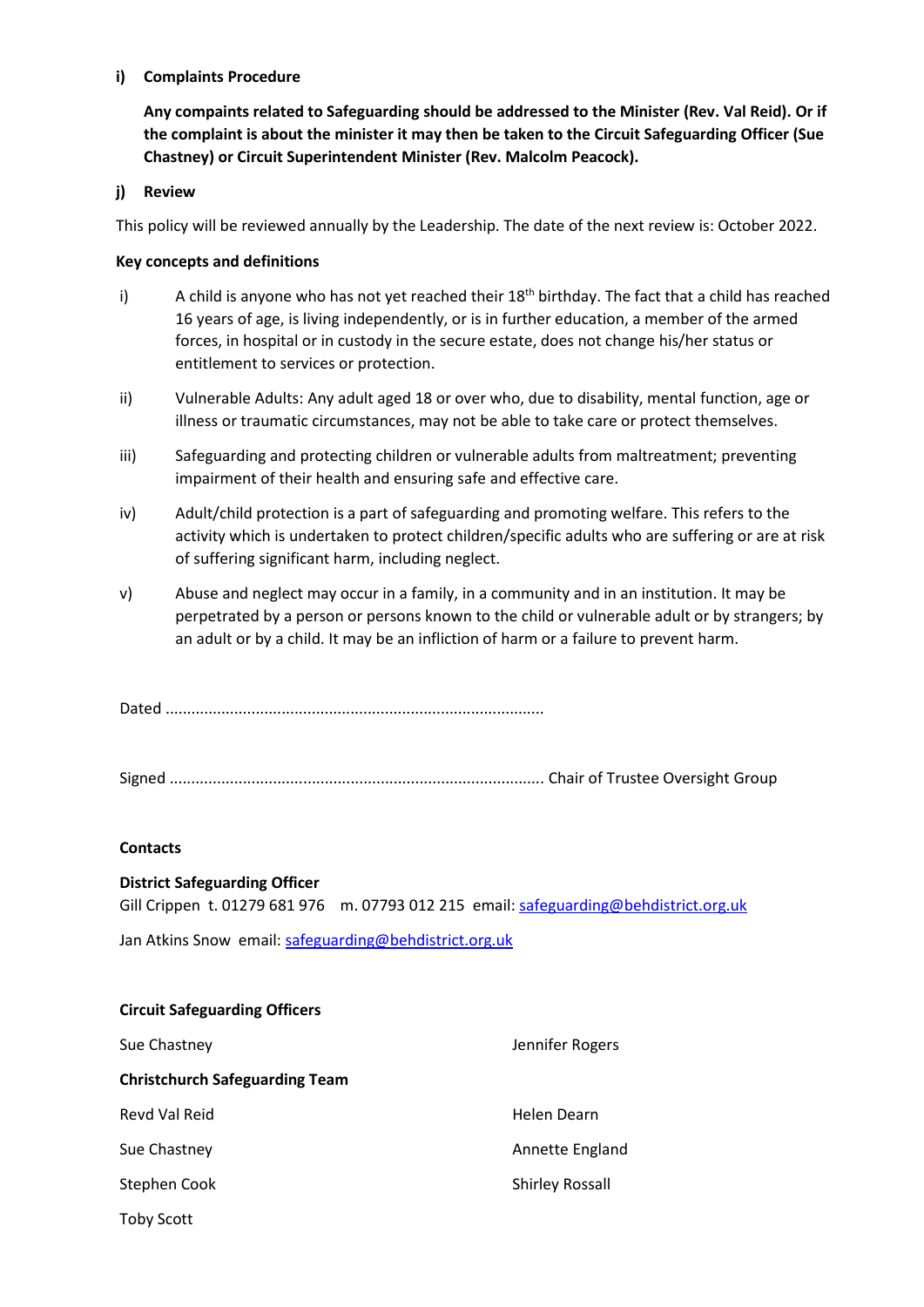**i) Complaints Procedure**

**Any compaints related to Safeguarding should be addressed to the Minister (Rev. Val Reid). Or if the complaint is about the minister it may then be taken to the Circuit Safeguarding Officer (Sue Chastney) or Circuit Superintendent Minister (Rev. Malcolm Peacock).**

**j) Review**

This policy will be reviewed annually by the Leadership. The date of the next review is: October 2022.

**Key concepts and definitions**

i) A child is anyone who has not yet reached their 18th birthday. The fact that a child has reached 16 years of age, is living independently, or is in further education, a member of the armed forces, in hospital or in custody in the secure estate, does not change his/her status or entitlement to services or protection.

ii) Vulnerable Adults: Any adult aged 18 or over who, due to disability, mental function, age or illness or traumatic circumstances, may not be able to take care or protect themselves.

iii) Safeguarding and protecting children or vulnerable adults from maltreatment; preventing impairment of their health and ensuring safe and effective care.

iv) Adult/child protection is a part of safeguarding and promoting welfare. This refers to the activity which is undertaken to protect children/specific adults who are suffering or are at risk of suffering significant harm, including neglect.

v) Abuse and neglect may occur in a family, in a community and in an institution. It may be perpetrated by a person or persons known to the child or vulnerable adult or by strangers; by an adult or by a child. It may be an infliction of harm or a failure to prevent harm.

Dated .......................................................................................

Signed ...................................................................................... Chair of Trustee Oversight Group

**Contacts**

**District Safeguarding Officer**
Gill Crippen t. 01279 681 976 m. 07793 012 215 email: safeguarding@behdistrict.org.uk

Jan Atkins Snow email: safeguarding@behdistrict.org.uk

**Circuit Safeguarding Officers**

Sue Chastney

Jennifer Rogers

**Christchurch Safeguarding Team**

Revd Val Reid

Helen Dearn

Sue Chastney

Annette England

Stephen Cook

Shirley Rossall

Toby Scott